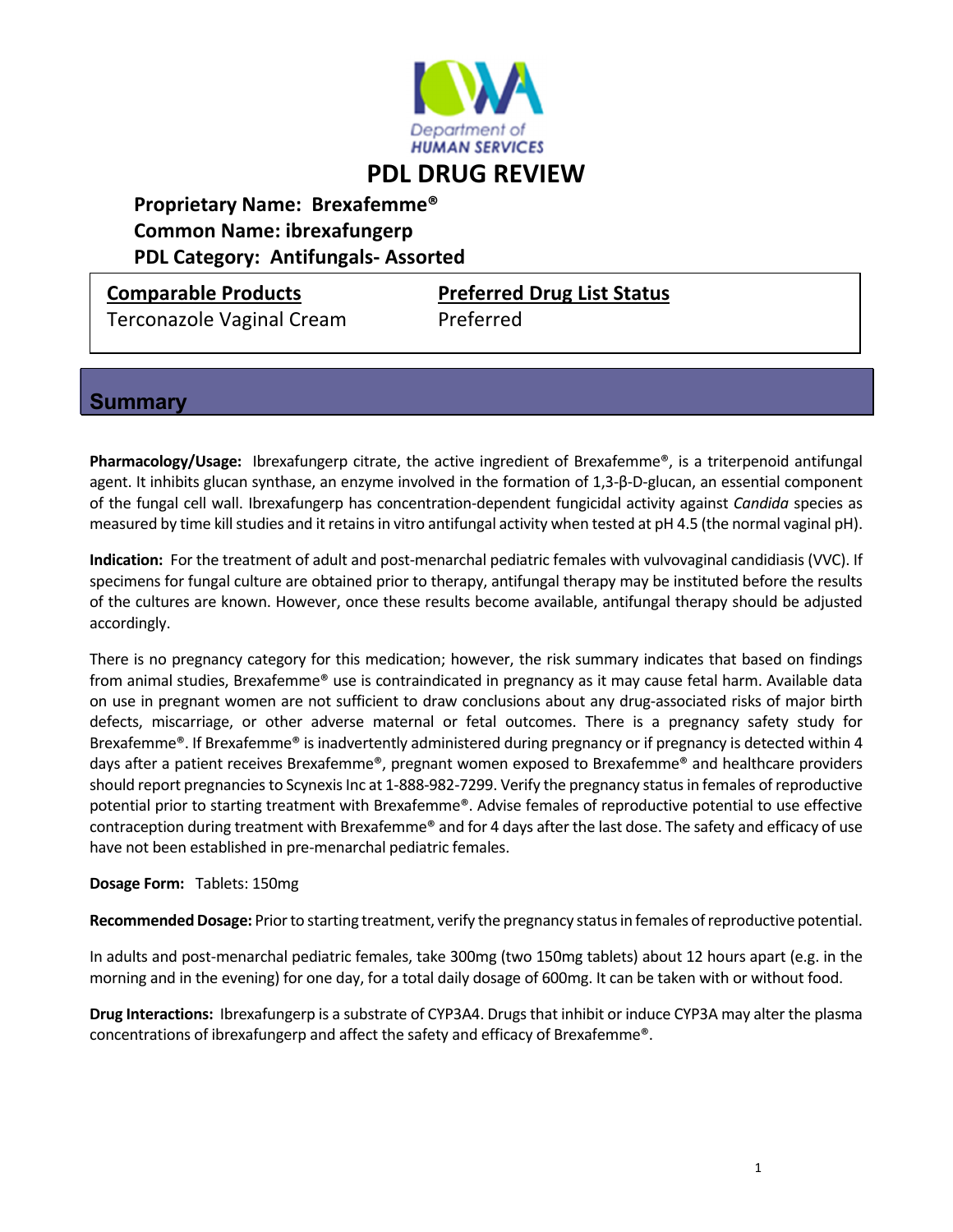# PDL DRUG REVIEW

**Proprietary Name: Brexafemme®**
**Common Name: ibrexafungerp**
**PDL Category: Antifungals- Assorted**

| Comparable Products | Preferred Drug List Status |
| --- | --- |
| Terconazole Vaginal Cream | Preferred |

## Summary

**Pharmacology/Usage:** Ibrexafungerp citrate, the active ingredient of Brexafemme®, is a triterpenoid antifungal agent. It inhibits glucan synthase, an enzyme involved in the formation of 1,3-β-D-glucan, an essential component of the fungal cell wall. Ibrexafungerp has concentration-dependent fungicidal activity against *Candida* species as measured by time kill studies and it retains in vitro antifungal activity when tested at pH 4.5 (the normal vaginal pH).

**Indication:** For the treatment of adult and post-menarchal pediatric females with vulvovaginal candidiasis (VVC). If specimens for fungal culture are obtained prior to therapy, antifungal therapy may be instituted before the results of the cultures are known. However, once these results become available, antifungal therapy should be adjusted accordingly.

There is no pregnancy category for this medication; however, the risk summary indicates that based on findings from animal studies, Brexafemme® use is contraindicated in pregnancy as it may cause fetal harm. Available data on use in pregnant women are not sufficient to draw conclusions about any drug-associated risks of major birth defects, miscarriage, or other adverse maternal or fetal outcomes. There is a pregnancy safety study for Brexafemme®. If Brexafemme® is inadvertently administered during pregnancy or if pregnancy is detected within 4 days after a patient receives Brexafemme®, pregnant women exposed to Brexafemme® and healthcare providers should report pregnancies to Scynexis Inc at 1-888-982-7299. Verify the pregnancy status in females of reproductive potential prior to starting treatment with Brexafemme®. Advise females of reproductive potential to use effective contraception during treatment with Brexafemme® and for 4 days after the last dose. The safety and efficacy of use have not been established in pre-menarchal pediatric females.

**Dosage Form:** Tablets: 150mg

**Recommended Dosage:** Prior to starting treatment, verify the pregnancy status in females of reproductive potential.

In adults and post-menarchal pediatric females, take 300mg (two 150mg tablets) about 12 hours apart (e.g. in the morning and in the evening) for one day, for a total daily dosage of 600mg. It can be taken with or without food.

**Drug Interactions:** Ibrexafungerp is a substrate of CYP3A4. Drugs that inhibit or induce CYP3A may alter the plasma concentrations of ibrexafungerp and affect the safety and efficacy of Brexafemme®.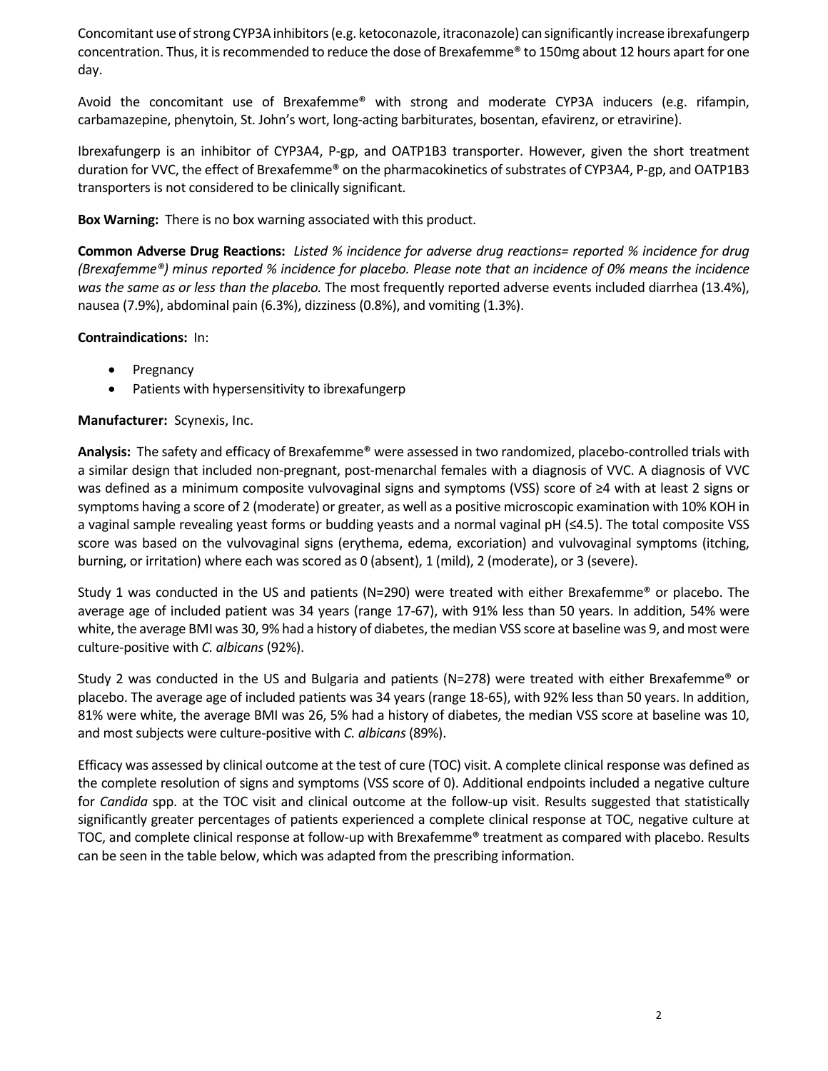Concomitant use of strong CYP3A inhibitors (e.g. ketoconazole, itraconazole) can significantly increase ibrexafungerp concentration. Thus, it is recommended to reduce the dose of Brexafemme® to 150mg about 12 hours apart for one day.

Avoid the concomitant use of Brexafemme® with strong and moderate CYP3A inducers (e.g. rifampin, carbamazepine, phenytoin, St. John's wort, long-acting barbiturates, bosentan, efavirenz, or etravirine).

Ibrexafungerp is an inhibitor of CYP3A4, P-gp, and OATP1B3 transporter. However, given the short treatment duration for VVC, the effect of Brexafemme® on the pharmacokinetics of substrates of CYP3A4, P-gp, and OATP1B3 transporters is not considered to be clinically significant.

**Box Warning:** There is no box warning associated with this product.

**Common Adverse Drug Reactions:** *Listed % incidence for adverse drug reactions= reported % incidence for drug (Brexafemme®) minus reported % incidence for placebo. Please note that an incidence of 0% means the incidence was the same as or less than the placebo.* The most frequently reported adverse events included diarrhea (13.4%), nausea (7.9%), abdominal pain (6.3%), dizziness (0.8%), and vomiting (1.3%).

**Contraindications:** In:

- Pregnancy
- Patients with hypersensitivity to ibrexafungerp

**Manufacturer:** Scynexis, Inc.

**Analysis:** The safety and efficacy of Brexafemme® were assessed in two randomized, placebo-controlled trials with a similar design that included non-pregnant, post-menarchal females with a diagnosis of VVC. A diagnosis of VVC was defined as a minimum composite vulvovaginal signs and symptoms (VSS) score of ≥4 with at least 2 signs or symptoms having a score of 2 (moderate) or greater, as well as a positive microscopic examination with 10% KOH in a vaginal sample revealing yeast forms or budding yeasts and a normal vaginal pH (≤4.5). The total composite VSS score was based on the vulvovaginal signs (erythema, edema, excoriation) and vulvovaginal symptoms (itching, burning, or irritation) where each was scored as 0 (absent), 1 (mild), 2 (moderate), or 3 (severe).

Study 1 was conducted in the US and patients (N=290) were treated with either Brexafemme® or placebo. The average age of included patient was 34 years (range 17-67), with 91% less than 50 years. In addition, 54% were white, the average BMI was 30, 9% had a history of diabetes, the median VSS score at baseline was 9, and most were culture-positive with *C. albicans* (92%).

Study 2 was conducted in the US and Bulgaria and patients (N=278) were treated with either Brexafemme® or placebo. The average age of included patients was 34 years (range 18-65), with 92% less than 50 years. In addition, 81% were white, the average BMI was 26, 5% had a history of diabetes, the median VSS score at baseline was 10, and most subjects were culture-positive with *C. albicans* (89%).

Efficacy was assessed by clinical outcome at the test of cure (TOC) visit. A complete clinical response was defined as the complete resolution of signs and symptoms (VSS score of 0). Additional endpoints included a negative culture for *Candida* spp. at the TOC visit and clinical outcome at the follow-up visit. Results suggested that statistically significantly greater percentages of patients experienced a complete clinical response at TOC, negative culture at TOC, and complete clinical response at follow-up with Brexafemme® treatment as compared with placebo. Results can be seen in the table below, which was adapted from the prescribing information.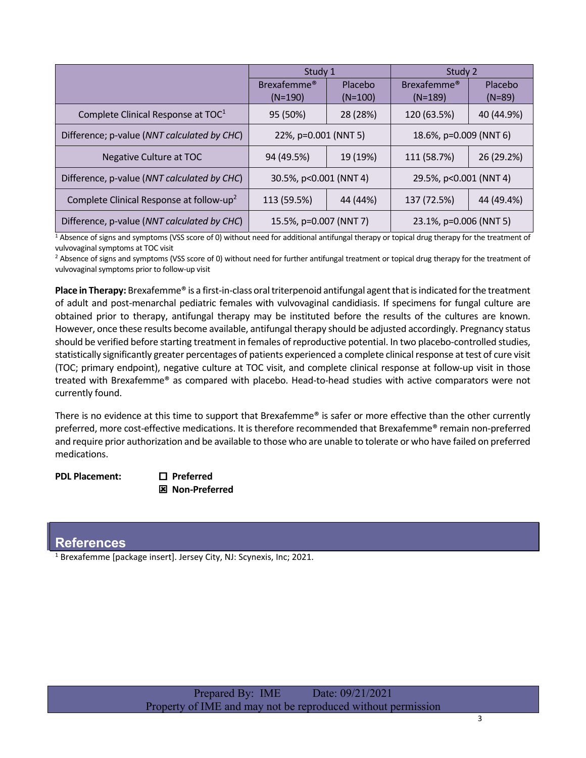| | Study 1 | | Study 2 | |
|---|---|---|---|---|
| | Brexafemme® (N=190) | Placebo (N=100) | Brexafemme® (N=189) | Placebo (N=89) |
| Complete Clinical Response at TOC[1] | 95 (50%) | 28 (28%) | 120 (63.5%) | 40 (44.9%) |
| Difference; p-value (*NNT calculated by CHC*) | 22%, p=0.001 (NNT 5) | | 18.6%, p=0.009 (NNT 6) | |
| Negative Culture at TOC | 94 (49.5%) | 19 (19%) | 111 (58.7%) | 26 (29.2%) |
| Difference, p-value (*NNT calculated by CHC*) | 30.5%, p<0.001 (NNT 4) | | 29.5%, p<0.001 (NNT 4) | |
| Complete Clinical Response at follow-up[2] | 113 (59.5%) | 44 (44%) | 137 (72.5%) | 44 (49.4%) |
| Difference, p-value (*NNT calculated by CHC*) | 15.5%, p=0.007 (NNT 7) | | 23.1%, p=0.006 (NNT 5) | |

[1] Absence of signs and symptoms (VSS score of 0) without need for additional antifungal therapy or topical drug therapy for the treatment of vulvovaginal symptoms at TOC visit

[2] Absence of signs and symptoms (VSS score of 0) without need for further antifungal treatment or topical drug therapy for the treatment of vulvovaginal symptoms prior to follow-up visit

**Place in Therapy:** Brexafemme® is a first-in-class oral triterpenoid antifungal agent that is indicated for the treatment of adult and post-menarchal pediatric females with vulvovaginal candidiasis. If specimens for fungal culture are obtained prior to therapy, antifungal therapy may be instituted before the results of the cultures are known. However, once these results become available, antifungal therapy should be adjusted accordingly. Pregnancy status should be verified before starting treatment in females of reproductive potential. In two placebo-controlled studies, statistically significantly greater percentages of patients experienced a complete clinical response at test of cure visit (TOC; primary endpoint), negative culture at TOC visit, and complete clinical response at follow-up visit in those treated with Brexafemme® as compared with placebo. Head-to-head studies with active comparators were not currently found.

There is no evidence at this time to support that Brexafemme® is safer or more effective than the other currently preferred, more cost-effective medications. It is therefore recommended that Brexafemme® remain non-preferred and require prior authorization and be available to those who are unable to tolerate or who have failed on preferred medications.

**PDL Placement:**
- ☐ **Preferred**
- ☒ **Non-Preferred**

## References

[1] Brexafemme [package insert]. Jersey City, NJ: Scynexis, Inc; 2021.

Prepared By: IME Date: 09/21/2021
Property of IME and may not be reproduced without permission